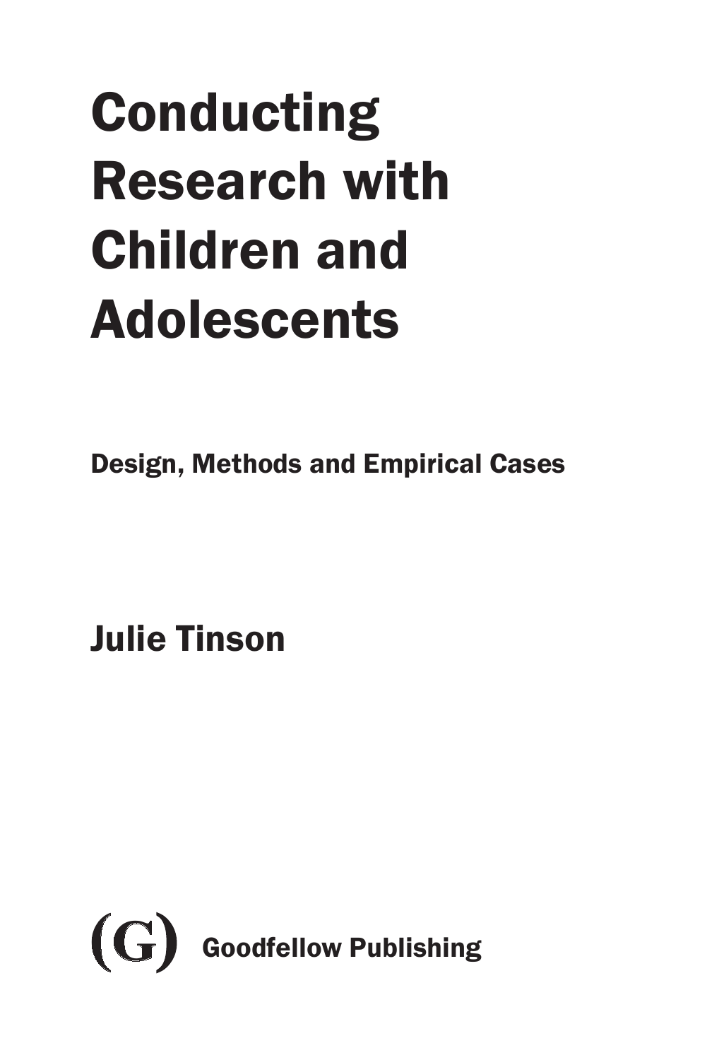# Conducting Research with Children and Adolescents

## Design, Methods and Empirical Cases

**Julie Tinson**

(G) Goodfellow Publishing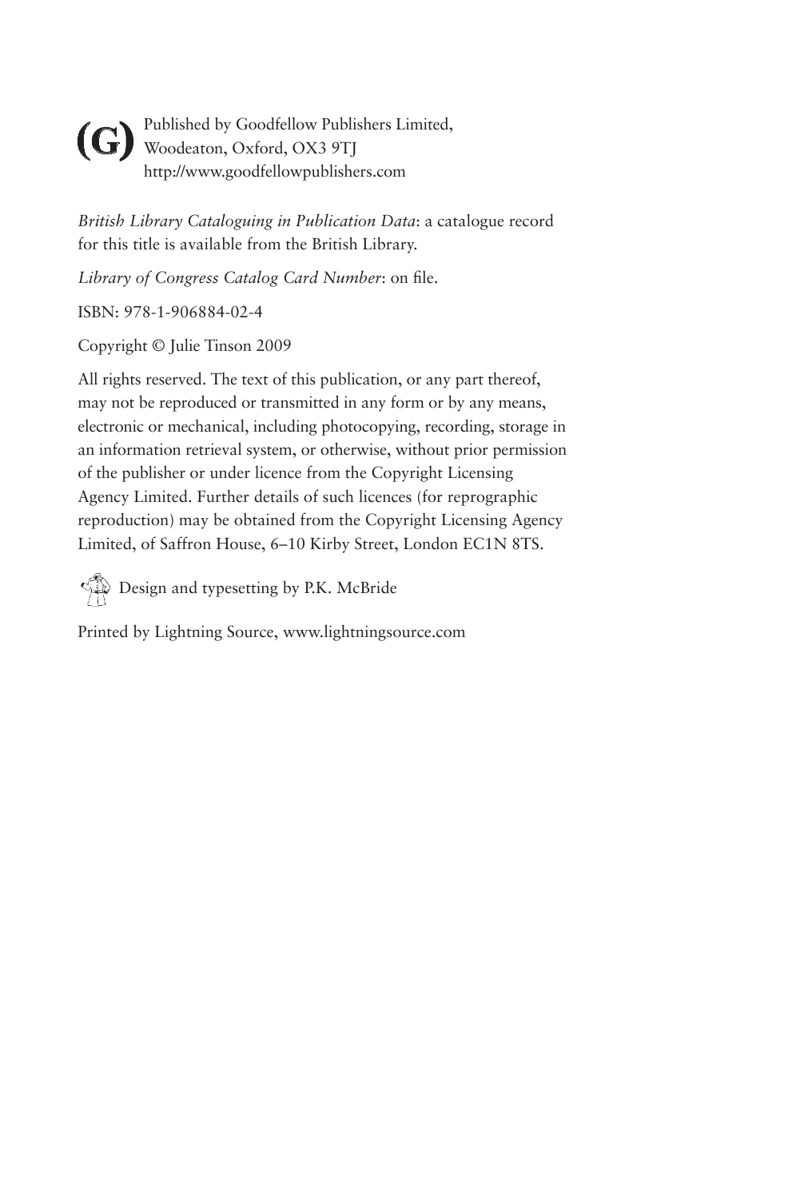(G) Published by Goodfellow Publishers Limited,
Woodeaton, Oxford, OX3 9TJ
http://www.goodfellowpublishers.com

*British Library Cataloguing in Publication Data*: a catalogue record for this title is available from the British Library.

*Library of Congress Catalog Card Number*: on file.

ISBN: 978-1-906884-02-4

Copyright © Julie Tinson 2009

All rights reserved. The text of this publication, or any part thereof, may not be reproduced or transmitted in any form or by any means, electronic or mechanical, including photocopying, recording, storage in an information retrieval system, or otherwise, without prior permission of the publisher or under licence from the Copyright Licensing Agency Limited. Further details of such licences (for reprographic reproduction) may be obtained from the Copyright Licensing Agency Limited, of Saffron House, 6–10 Kirby Street, London EC1N 8TS.

Design and typesetting by P.K. McBride

Printed by Lightning Source, www.lightningsource.com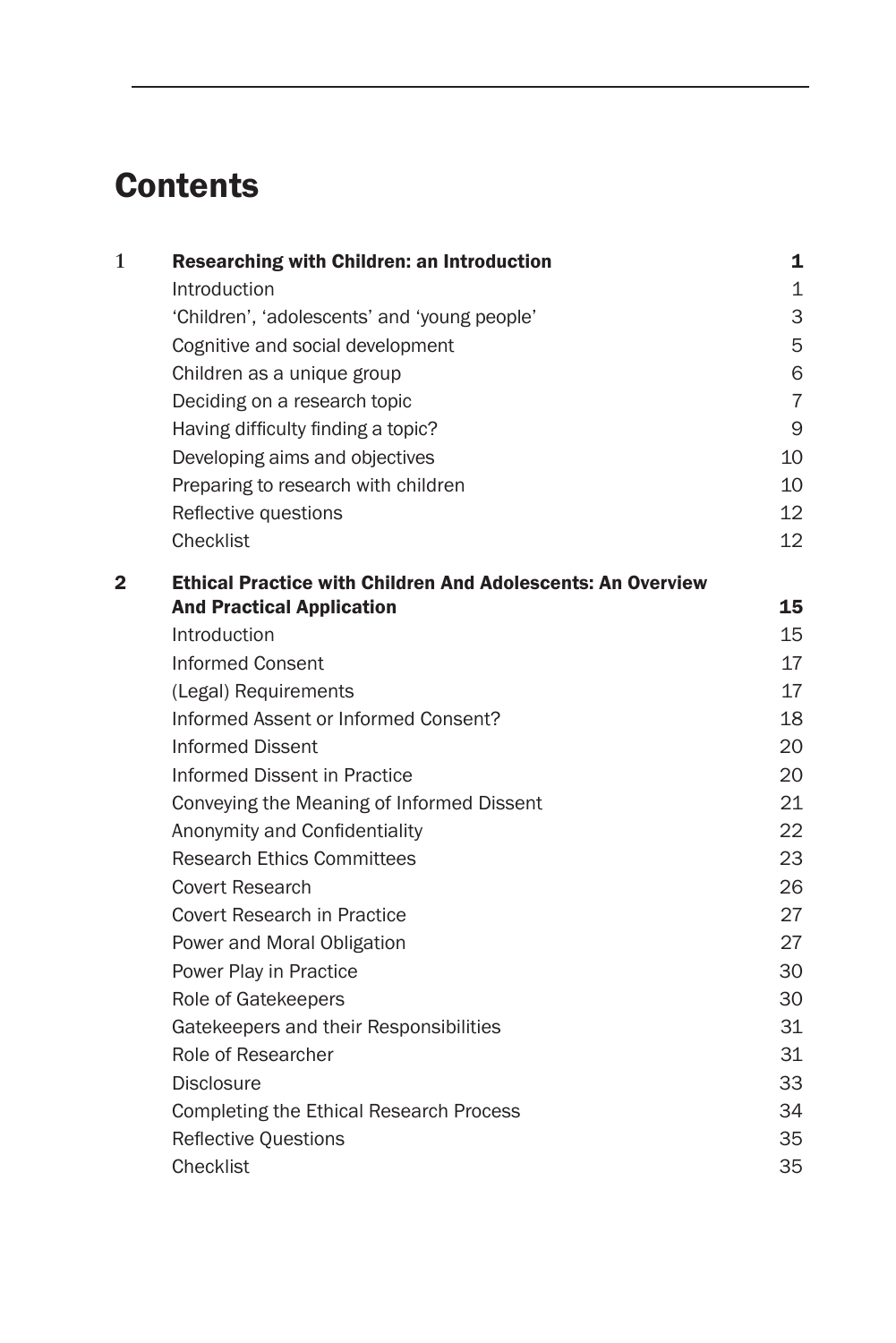# Contents

| | | |
|---|---|---|
| 1 | **Researching with Children: an Introduction** | **1** |
| | Introduction | 1 |
| | 'Children', 'adolescents' and 'young people' | 3 |
| | Cognitive and social development | 5 |
| | Children as a unique group | 6 |
| | Deciding on a research topic | 7 |
| | Having difficulty finding a topic? | 9 |
| | Developing aims and objectives | 10 |
| | Preparing to research with children | 10 |
| | Reflective questions | 12 |
| | Checklist | 12 |
| **2** | **Ethical Practice with Children And Adolescents: An Overview And Practical Application** | **15** |
| | Introduction | 15 |
| | Informed Consent | 17 |
| | (Legal) Requirements | 17 |
| | Informed Assent or Informed Consent? | 18 |
| | Informed Dissent | 20 |
| | Informed Dissent in Practice | 20 |
| | Conveying the Meaning of Informed Dissent | 21 |
| | Anonymity and Confidentiality | 22 |
| | Research Ethics Committees | 23 |
| | Covert Research | 26 |
| | Covert Research in Practice | 27 |
| | Power and Moral Obligation | 27 |
| | Power Play in Practice | 30 |
| | Role of Gatekeepers | 30 |
| | Gatekeepers and their Responsibilities | 31 |
| | Role of Researcher | 31 |
| | Disclosure | 33 |
| | Completing the Ethical Research Process | 34 |
| | Reflective Questions | 35 |
| | Checklist | 35 |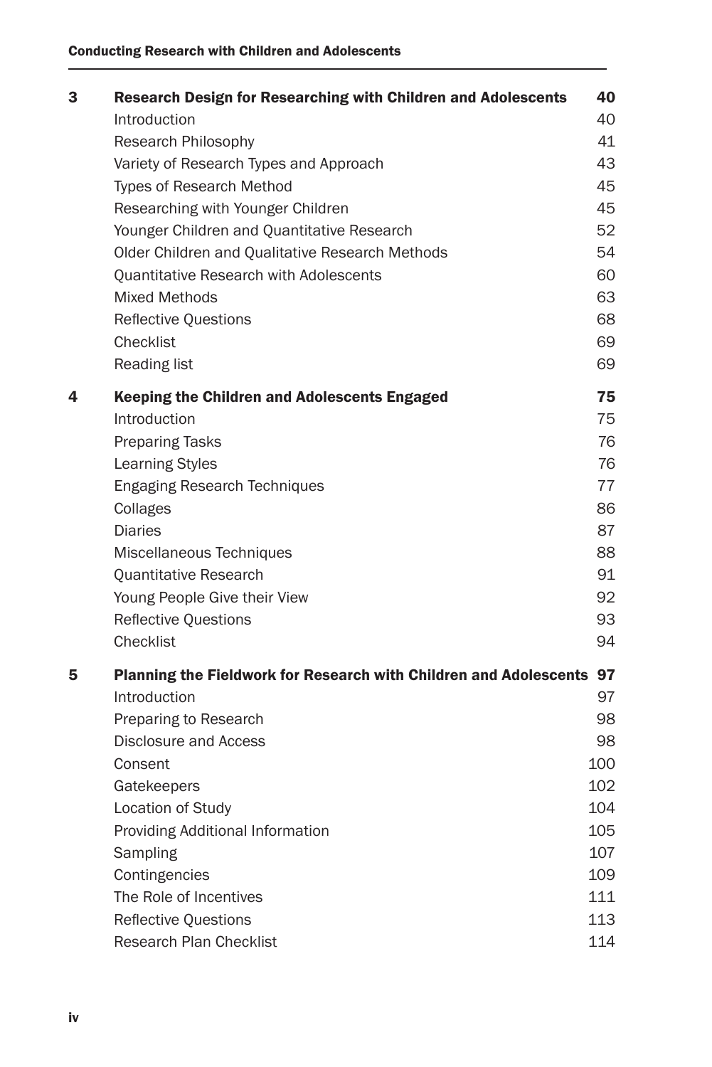| | | |
|---|---|---|
| **3** | **Research Design for Researching with Children and Adolescents** | **40** |
| | Introduction | 40 |
| | Research Philosophy | 41 |
| | Variety of Research Types and Approach | 43 |
| | Types of Research Method | 45 |
| | Researching with Younger Children | 45 |
| | Younger Children and Quantitative Research | 52 |
| | Older Children and Qualitative Research Methods | 54 |
| | Quantitative Research with Adolescents | 60 |
| | Mixed Methods | 63 |
| | Reflective Questions | 68 |
| | Checklist | 69 |
| | Reading list | 69 |
| **4** | **Keeping the Children and Adolescents Engaged** | **75** |
| | Introduction | 75 |
| | Preparing Tasks | 76 |
| | Learning Styles | 76 |
| | Engaging Research Techniques | 77 |
| | Collages | 86 |
| | Diaries | 87 |
| | Miscellaneous Techniques | 88 |
| | Quantitative Research | 91 |
| | Young People Give their View | 92 |
| | Reflective Questions | 93 |
| | Checklist | 94 |
| **5** | **Planning the Fieldwork for Research with Children and Adolescents** | **97** |
| | Introduction | 97 |
| | Preparing to Research | 98 |
| | Disclosure and Access | 98 |
| | Consent | 100 |
| | Gatekeepers | 102 |
| | Location of Study | 104 |
| | Providing Additional Information | 105 |
| | Sampling | 107 |
| | Contingencies | 109 |
| | The Role of Incentives | 111 |
| | Reflective Questions | 113 |
| | Research Plan Checklist | 114 |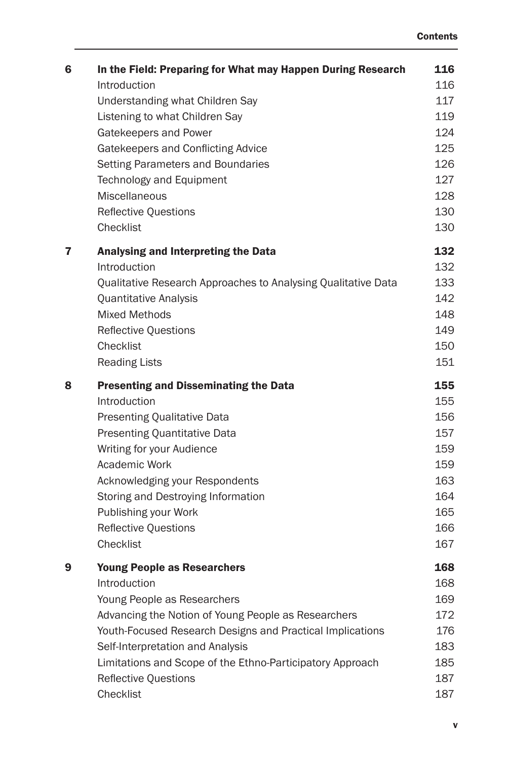| | | |
|---|---|---|
| **6** | **In the Field: Preparing for What may Happen During Research** | **116** |
| | Introduction | 116 |
| | Understanding what Children Say | 117 |
| | Listening to what Children Say | 119 |
| | Gatekeepers and Power | 124 |
| | Gatekeepers and Conflicting Advice | 125 |
| | Setting Parameters and Boundaries | 126 |
| | Technology and Equipment | 127 |
| | Miscellaneous | 128 |
| | Reflective Questions | 130 |
| | Checklist | 130 |
| **7** | **Analysing and Interpreting the Data** | **132** |
| | Introduction | 132 |
| | Qualitative Research Approaches to Analysing Qualitative Data | 133 |
| | Quantitative Analysis | 142 |
| | Mixed Methods | 148 |
| | Reflective Questions | 149 |
| | Checklist | 150 |
| | Reading Lists | 151 |
| **8** | **Presenting and Disseminating the Data** | **155** |
| | Introduction | 155 |
| | Presenting Qualitative Data | 156 |
| | Presenting Quantitative Data | 157 |
| | Writing for your Audience | 159 |
| | Academic Work | 159 |
| | Acknowledging your Respondents | 163 |
| | Storing and Destroying Information | 164 |
| | Publishing your Work | 165 |
| | Reflective Questions | 166 |
| | Checklist | 167 |
| **9** | **Young People as Researchers** | **168** |
| | Introduction | 168 |
| | Young People as Researchers | 169 |
| | Advancing the Notion of Young People as Researchers | 172 |
| | Youth-Focused Research Designs and Practical Implications | 176 |
| | Self-Interpretation and Analysis | 183 |
| | Limitations and Scope of the Ethno-Participatory Approach | 185 |
| | Reflective Questions | 187 |
| | Checklist | 187 |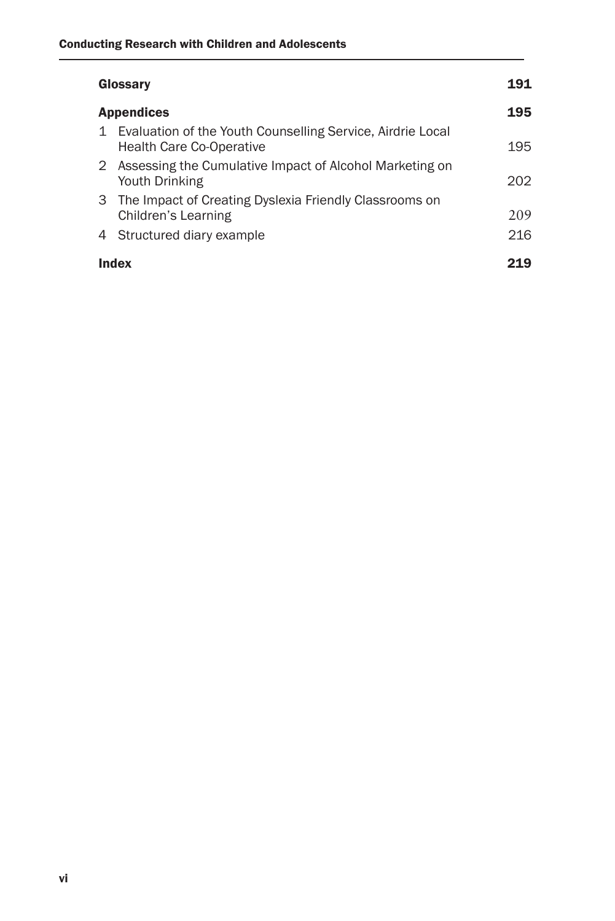**Glossary** 191

**Appendices** 195

1 Evaluation of the Youth Counselling Service, Airdrie Local Health Care Co-Operative 195

2 Assessing the Cumulative Impact of Alcohol Marketing on Youth Drinking 202

3 The Impact of Creating Dyslexia Friendly Classrooms on Children's Learning 209

4 Structured diary example 216

**Index** 219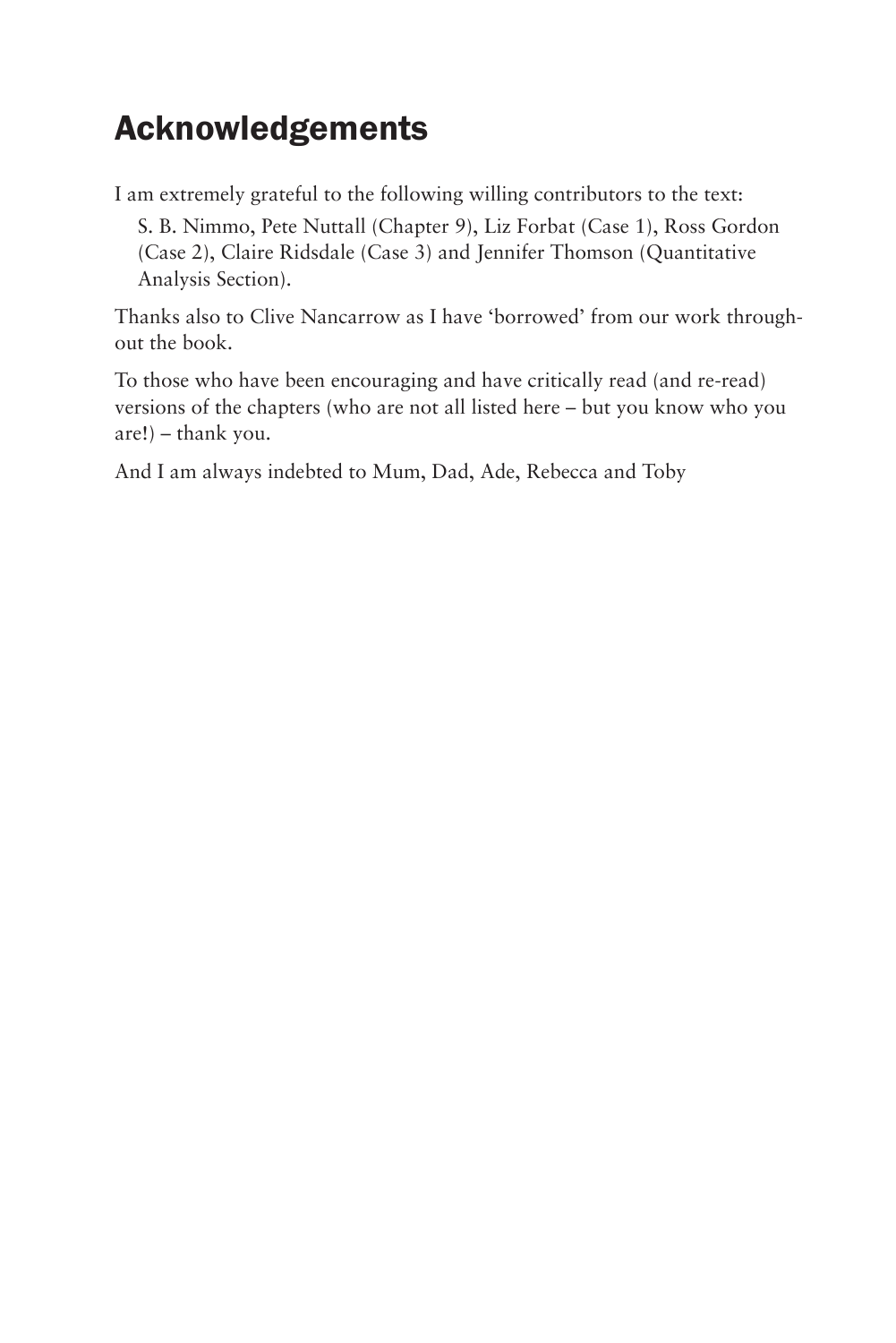# Acknowledgements

I am extremely grateful to the following willing contributors to the text:

S. B. Nimmo, Pete Nuttall (Chapter 9), Liz Forbat (Case 1), Ross Gordon (Case 2), Claire Ridsdale (Case 3) and Jennifer Thomson (Quantitative Analysis Section).

Thanks also to Clive Nancarrow as I have 'borrowed' from our work throughout the book.

To those who have been encouraging and have critically read (and re-read) versions of the chapters (who are not all listed here – but you know who you are!) – thank you.

And I am always indebted to Mum, Dad, Ade, Rebecca and Toby